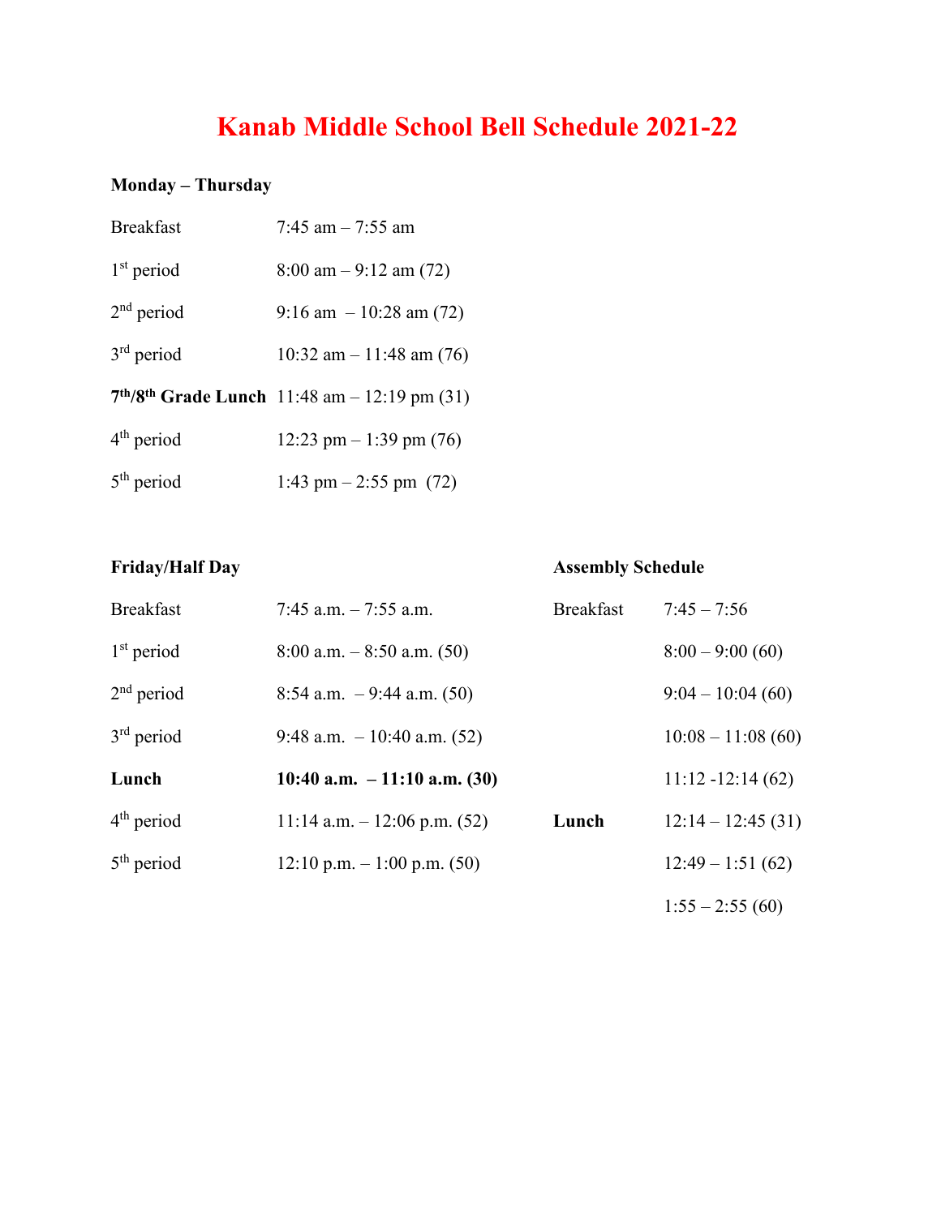# Kanab Middle School Bell Schedule 2021-22

**Monday – Thursday**

| | |
|---|---|
| Breakfast | 7:45 am – 7:55 am |
| 1st period | 8:00 am – 9:12 am (72) |
| 2nd period | 9:16 am – 10:28 am (72) |
| 3rd period | 10:32 am – 11:48 am (76) |
| **7th/8th Grade Lunch** | 11:48 am – 12:19 pm (31) |
| 4th period | 12:23 pm – 1:39 pm (76) |
| 5th period | 1:43 pm – 2:55 pm (72) |

**Friday/Half Day**

| | |
|---|---|
| Breakfast | 7:45 a.m. – 7:55 a.m. |
| 1st period | 8:00 a.m. – 8:50 a.m. (50) |
| 2nd period | 8:54 a.m. – 9:44 a.m. (50) |
| 3rd period | 9:48 a.m. – 10:40 a.m. (52) |
| **Lunch** | **10:40 a.m. – 11:10 a.m. (30)** |
| 4th period | 11:14 a.m. – 12:06 p.m. (52) |
| 5th period | 12:10 p.m. – 1:00 p.m. (50) |

**Assembly Schedule**

| | |
|---|---|
| Breakfast | 7:45 – 7:56 |
| | 8:00 – 9:00 (60) |
| | 9:04 – 10:04 (60) |
| | 10:08 – 11:08 (60) |
| | 11:12 -12:14 (62) |
| **Lunch** | 12:14 – 12:45 (31) |
| | 12:49 – 1:51 (62) |
| | 1:55 – 2:55 (60) |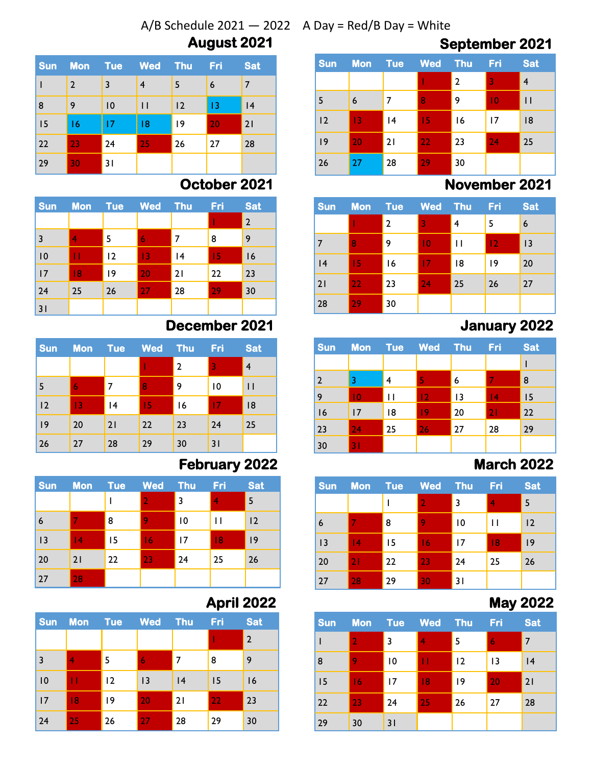A/B Schedule 2021 — 2022   A Day = Red/B Day = White

## August 2021

| Sun | Mon | Tue | Wed | Thu | Fri | Sat |
|---|---|---|---|---|---|---|
| 1 | 2 | 3 | 4 | 5 | 6 | 7 |
| 8 | 9 | 10 | 11 | 12 | 13 | 14 |
| 15 | 16 | 17 | 18 | 19 | 20 | 21 |
| 22 | 23 | 24 | 25 | 26 | 27 | 28 |
| 29 | 30 | 31 | | | | |

## September 2021

| Sun | Mon | Tue | Wed | Thu | Fri | Sat |
|---|---|---|---|---|---|---|
| | | | 1 | 2 | 3 | 4 |
| 5 | 6 | 7 | 8 | 9 | 10 | 11 |
| 12 | 13 | 14 | 15 | 16 | 17 | 18 |
| 19 | 20 | 21 | 22 | 23 | 24 | 25 |
| 26 | 27 | 28 | 29 | 30 | | |

## October 2021

| Sun | Mon | Tue | Wed | Thu | Fri | Sat |
|---|---|---|---|---|---|---|
| | | | | | 1 | 2 |
| 3 | 4 | 5 | 6 | 7 | 8 | 9 |
| 10 | 11 | 12 | 13 | 14 | 15 | 16 |
| 17 | 18 | 19 | 20 | 21 | 22 | 23 |
| 24 | 25 | 26 | 27 | 28 | 29 | 30 |
| 31 | | | | | | |

## November 2021

| Sun | Mon | Tue | Wed | Thu | Fri | Sat |
|---|---|---|---|---|---|---|
| | 1 | 2 | 3 | 4 | 5 | 6 |
| 7 | 8 | 9 | 10 | 11 | 12 | 13 |
| 14 | 15 | 16 | 17 | 18 | 19 | 20 |
| 21 | 22 | 23 | 24 | 25 | 26 | 27 |
| 28 | 29 | 30 | | | | |

## December 2021

| Sun | Mon | Tue | Wed | Thu | Fri | Sat |
|---|---|---|---|---|---|---|
| | | | 1 | 2 | 3 | 4 |
| 5 | 6 | 7 | 8 | 9 | 10 | 11 |
| 12 | 13 | 14 | 15 | 16 | 17 | 18 |
| 19 | 20 | 21 | 22 | 23 | 24 | 25 |
| 26 | 27 | 28 | 29 | 30 | 31 | |

## January 2022

| Sun | Mon | Tue | Wed | Thu | Fri | Sat |
|---|---|---|---|---|---|---|
| | | | | | | 1 |
| 2 | 3 | 4 | 5 | 6 | 7 | 8 |
| 9 | 10 | 11 | 12 | 13 | 14 | 15 |
| 16 | 17 | 18 | 19 | 20 | 21 | 22 |
| 23 | 24 | 25 | 26 | 27 | 28 | 29 |
| 30 | 31 | | | | | |

## February 2022

| Sun | Mon | Tue | Wed | Thu | Fri | Sat |
|---|---|---|---|---|---|---|
| | | 1 | 2 | 3 | 4 | 5 |
| 6 | 7 | 8 | 9 | 10 | 11 | 12 |
| 13 | 14 | 15 | 16 | 17 | 18 | 19 |
| 20 | 21 | 22 | 23 | 24 | 25 | 26 |
| 27 | 28 | | | | | |

## March 2022

| Sun | Mon | Tue | Wed | Thu | Fri | Sat |
|---|---|---|---|---|---|---|
| | | 1 | 2 | 3 | 4 | 5 |
| 6 | 7 | 8 | 9 | 10 | 11 | 12 |
| 13 | 14 | 15 | 16 | 17 | 18 | 19 |
| 20 | 21 | 22 | 23 | 24 | 25 | 26 |
| 27 | 28 | 29 | 30 | 31 | | |

## April 2022

| Sun | Mon | Tue | Wed | Thu | Fri | Sat |
|---|---|---|---|---|---|---|
| | | | | | 1 | 2 |
| 3 | 4 | 5 | 6 | 7 | 8 | 9 |
| 10 | 11 | 12 | 13 | 14 | 15 | 16 |
| 17 | 18 | 19 | 20 | 21 | 22 | 23 |
| 24 | 25 | 26 | 27 | 28 | 29 | 30 |

## May 2022

| Sun | Mon | Tue | Wed | Thu | Fri | Sat |
|---|---|---|---|---|---|---|
| 1 | 2 | 3 | 4 | 5 | 6 | 7 |
| 8 | 9 | 10 | 11 | 12 | 13 | 14 |
| 15 | 16 | 17 | 18 | 19 | 20 | 21 |
| 22 | 23 | 24 | 25 | 26 | 27 | 28 |
| 29 | 30 | 31 | | | | |